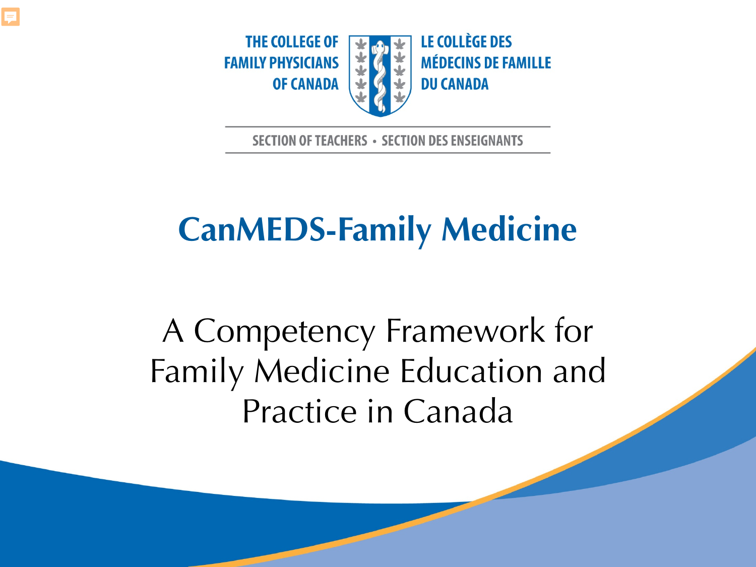THE COLLEGE OF FAMILY PHYSICIANS OF CANADA

LE COLLÈGE DES MÉDECINS DE FAMILLE DU CANADA

SECTION OF TEACHERS • SECTION DES ENSEIGNANTS

# CanMEDS-Family Medicine

## A Competency Framework for Family Medicine Education and Practice in Canada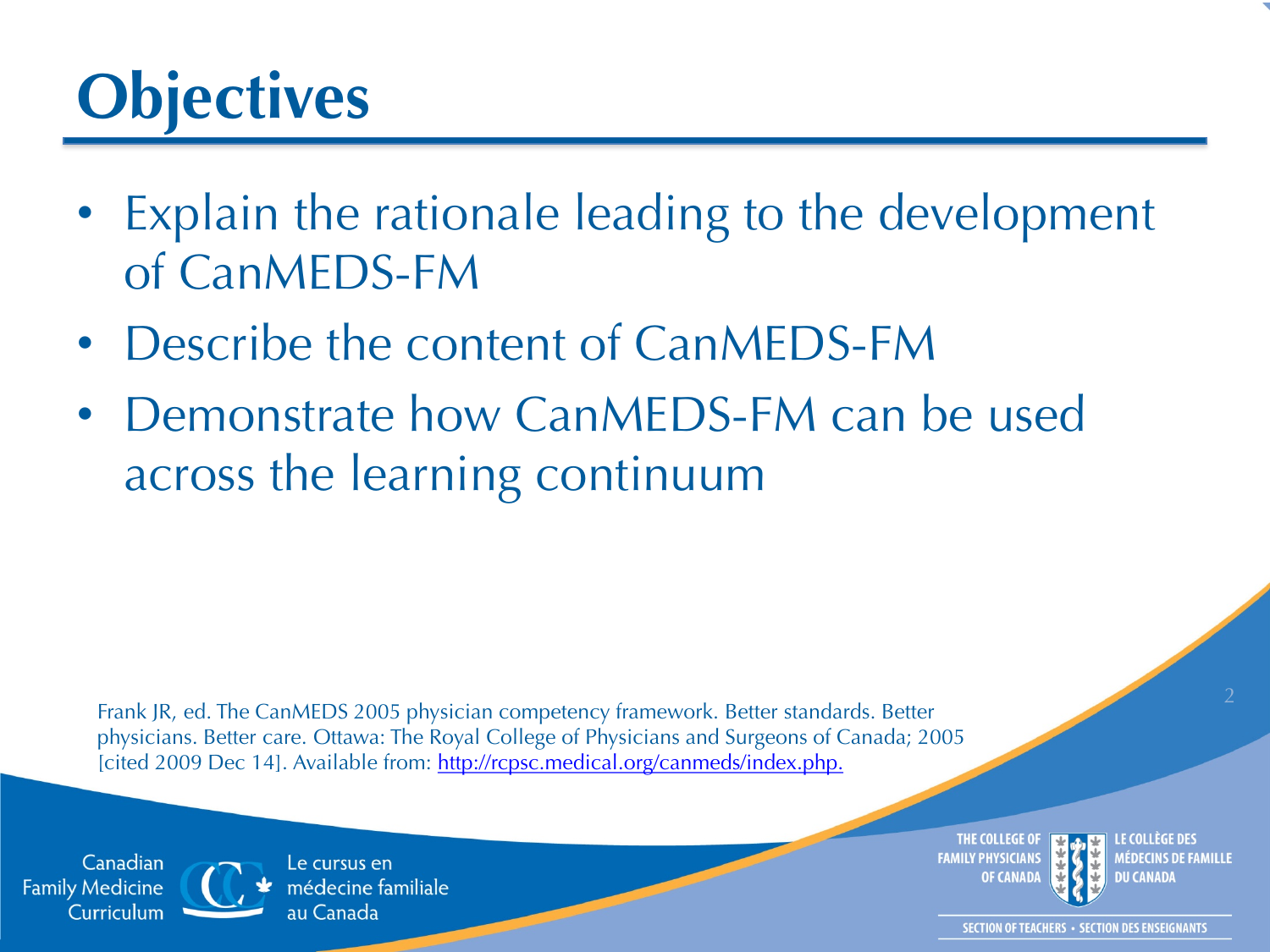# Objectives

- Explain the rationale leading to the development of CanMEDS-FM
- Describe the content of CanMEDS-FM
- Demonstrate how CanMEDS-FM can be used across the learning continuum

Frank JR, ed. The CanMEDS 2005 physician competency framework. Better standards. Better physicians. Better care. Ottawa: The Royal College of Physicians and Surgeons of Canada; 2005 [cited 2009 Dec 14]. Available from: http://rcpsc.medical.org/canmeds/index.php.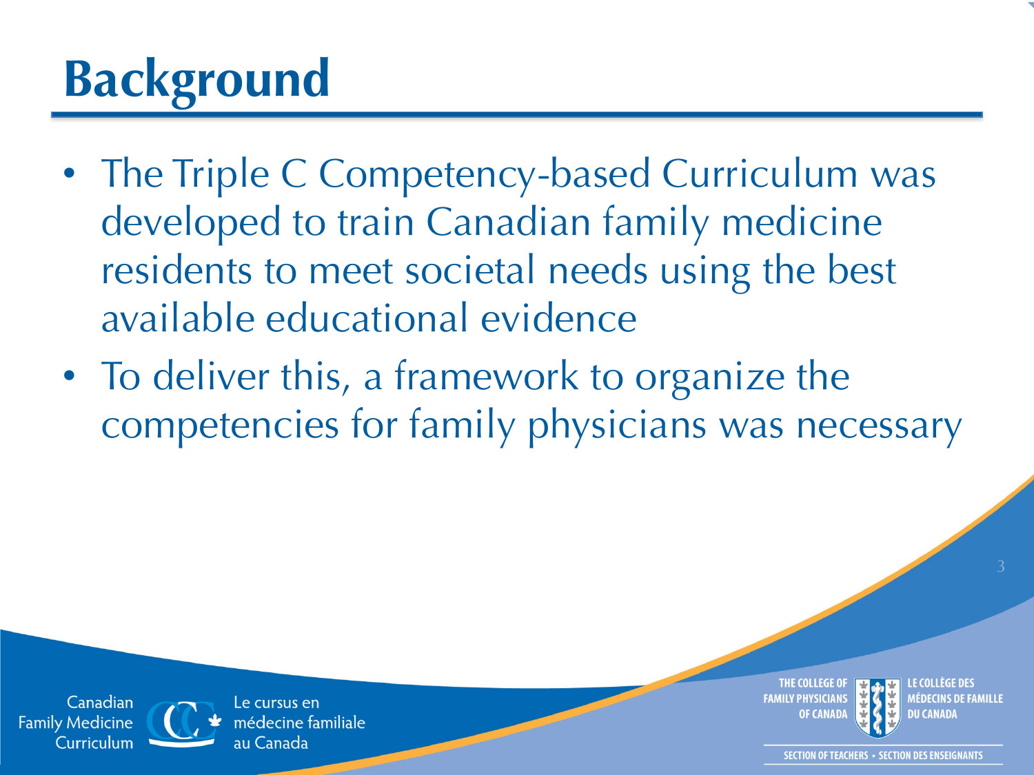# Background

- The Triple C Competency-based Curriculum was developed to train Canadian family medicine residents to meet societal needs using the best available educational evidence
- To deliver this, a framework to organize the competencies for family physicians was necessary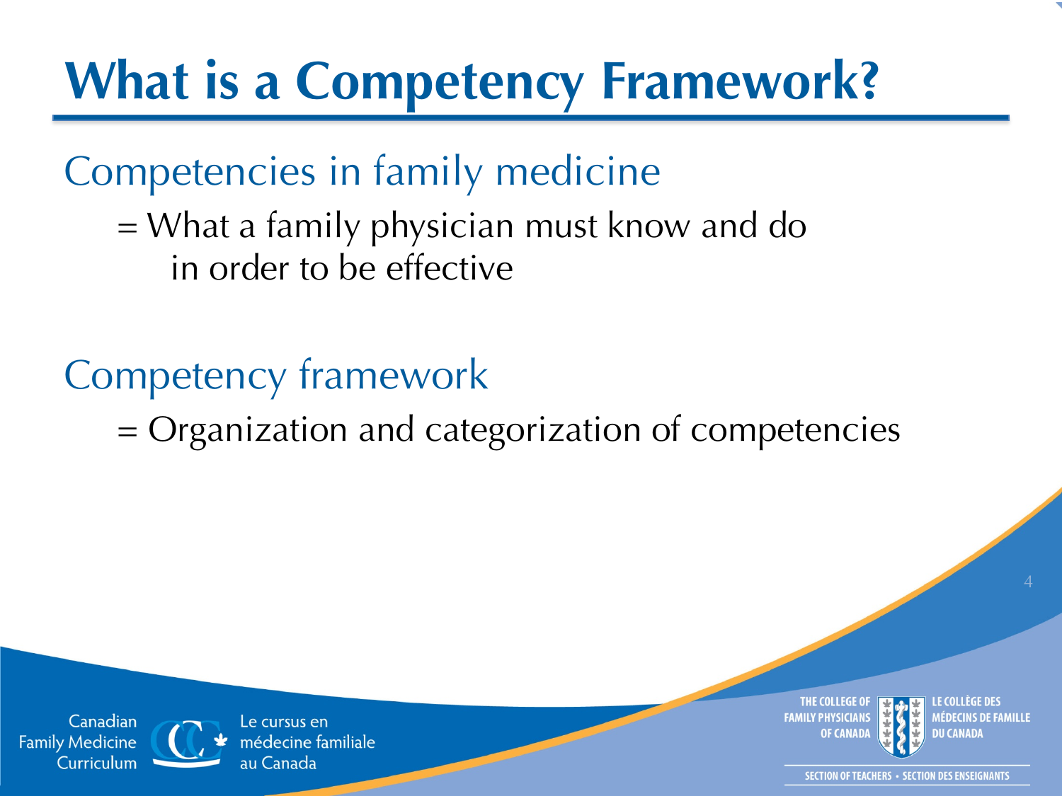# What is a Competency Framework?

## Competencies in family medicine

= What a family physician must know and do in order to be effective

## Competency framework

= Organization and categorization of competencies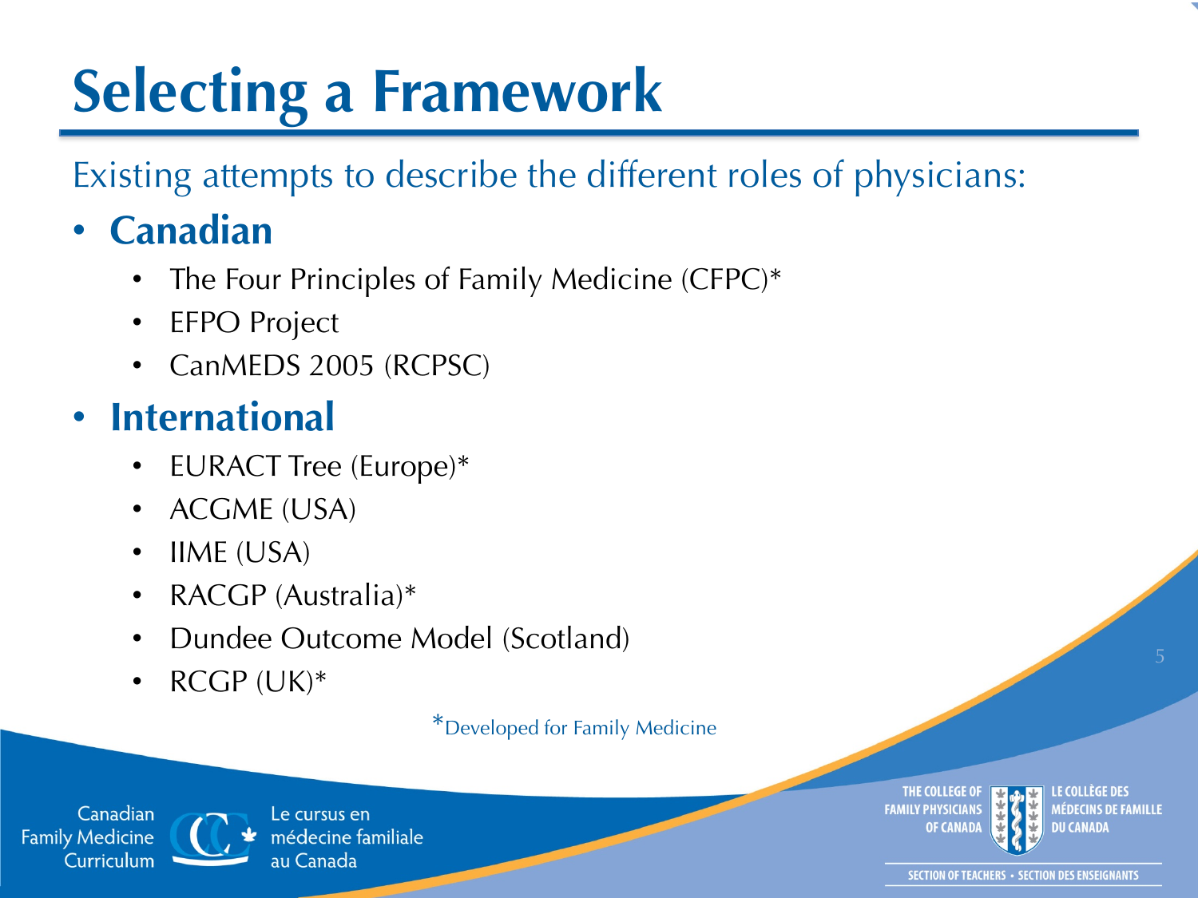# Selecting a Framework

Existing attempts to describe the different roles of physicians:

- **Canadian**
  - The Four Principles of Family Medicine (CFPC)*
  - EFPO Project
  - CanMEDS 2005 (RCPSC)
- **International**
  - EURACT Tree (Europe)*
  - ACGME (USA)
  - IIME (USA)
  - RACGP (Australia)*
  - Dundee Outcome Model (Scotland)
  - RCGP (UK)*

*Developed for Family Medicine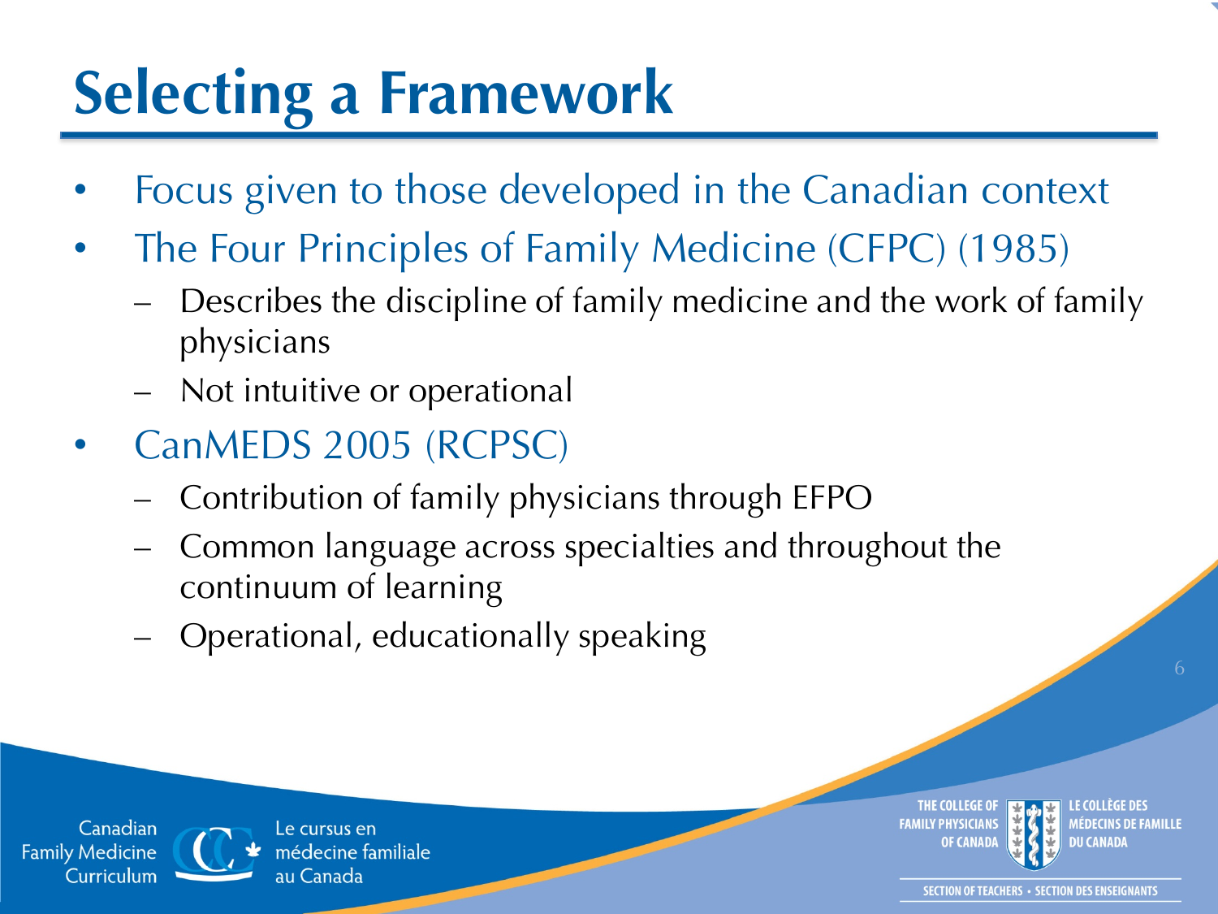# Selecting a Framework

- Focus given to those developed in the Canadian context
- The Four Principles of Family Medicine (CFPC) (1985)
  - Describes the discipline of family medicine and the work of family physicians
  - Not intuitive or operational
- CanMEDS 2005 (RCPSC)
  - Contribution of family physicians through EFPO
  - Common language across specialties and throughout the continuum of learning
  - Operational, educationally speaking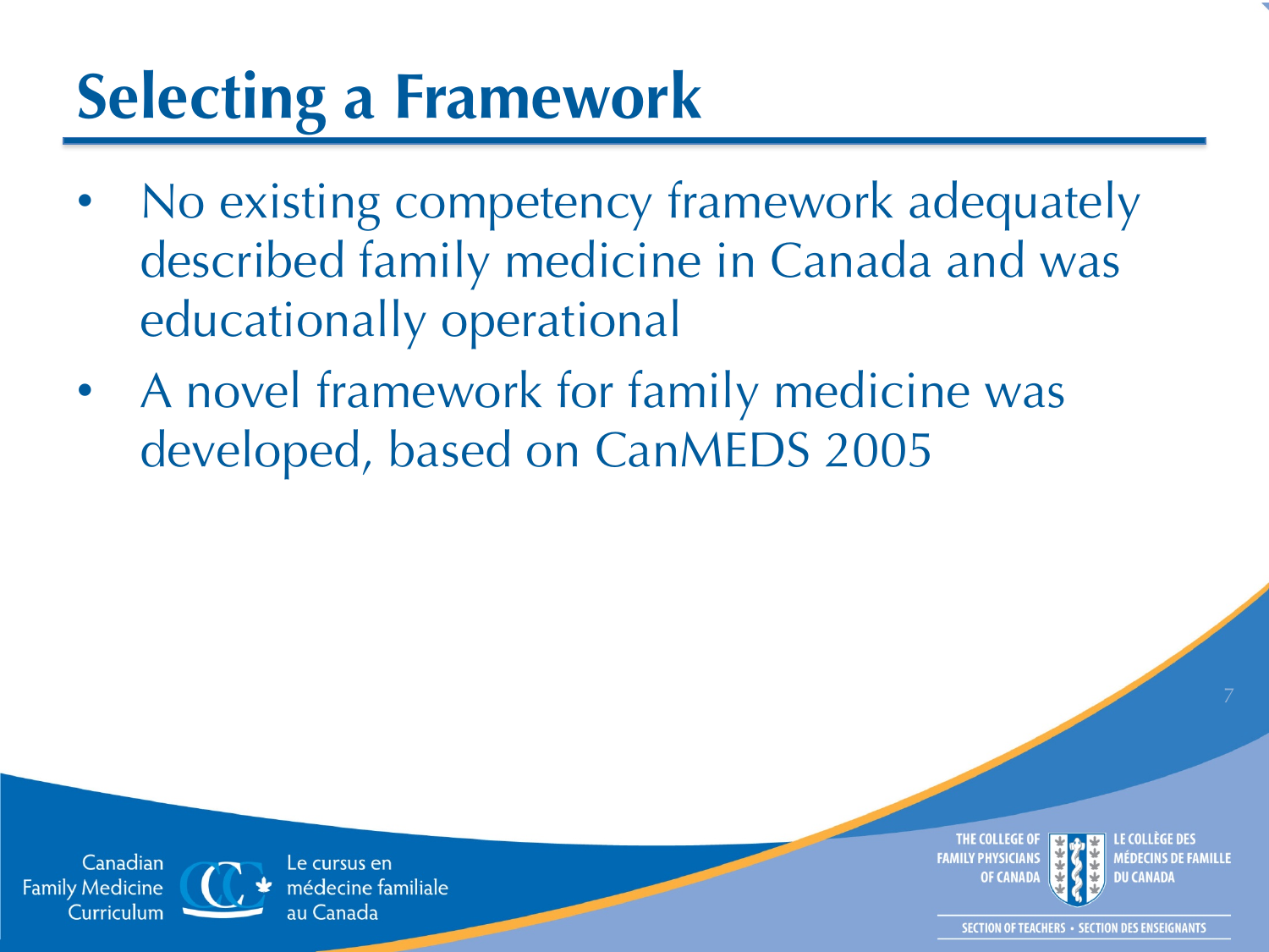# Selecting a Framework

- No existing competency framework adequately described family medicine in Canada and was educationally operational
- A novel framework for family medicine was developed, based on CanMEDS 2005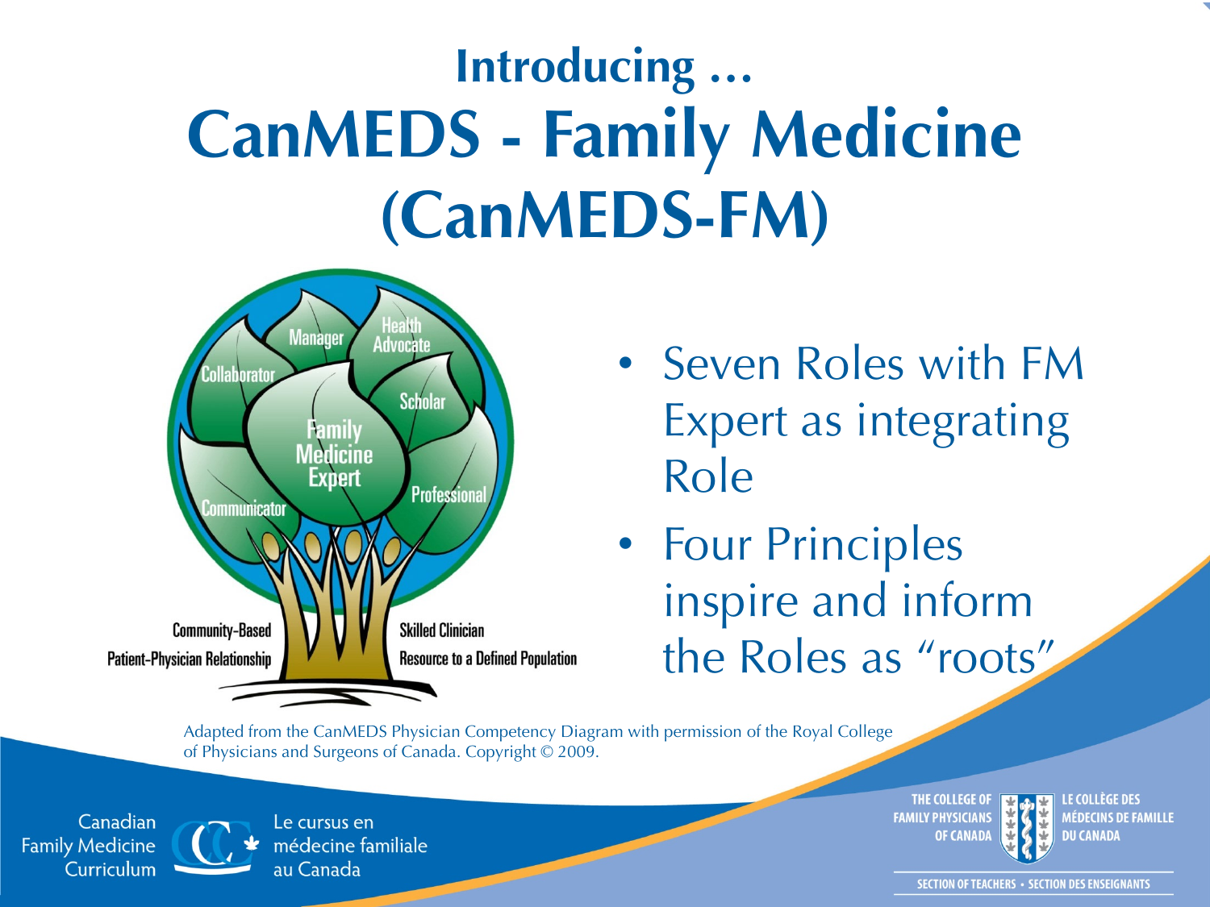## Introducing …

# CanMEDS - Family Medicine (CanMEDS-FM)

Manager

Health Advocate

Collaborator

Scholar

Family Medicine Expert

Professional

Communicator

Community-Based

Patient-Physician Relationship

Skilled Clinician

Resource to a Defined Population

- Seven Roles with FM Expert as integrating Role
- Four Principles inspire and inform the Roles as “roots”

Adapted from the CanMEDS Physician Competency Diagram with permission of the Royal College of Physicians and Surgeons of Canada. Copyright © 2009.

Canadian Family Medicine Curriculum

Le cursus en médecine familiale au Canada

THE COLLEGE OF FAMILY PHYSICIANS OF CANADA

LE COLLÈGE DES MÉDECINS DE FAMILLE DU CANADA

SECTION OF TEACHERS • SECTION DES ENSEIGNANTS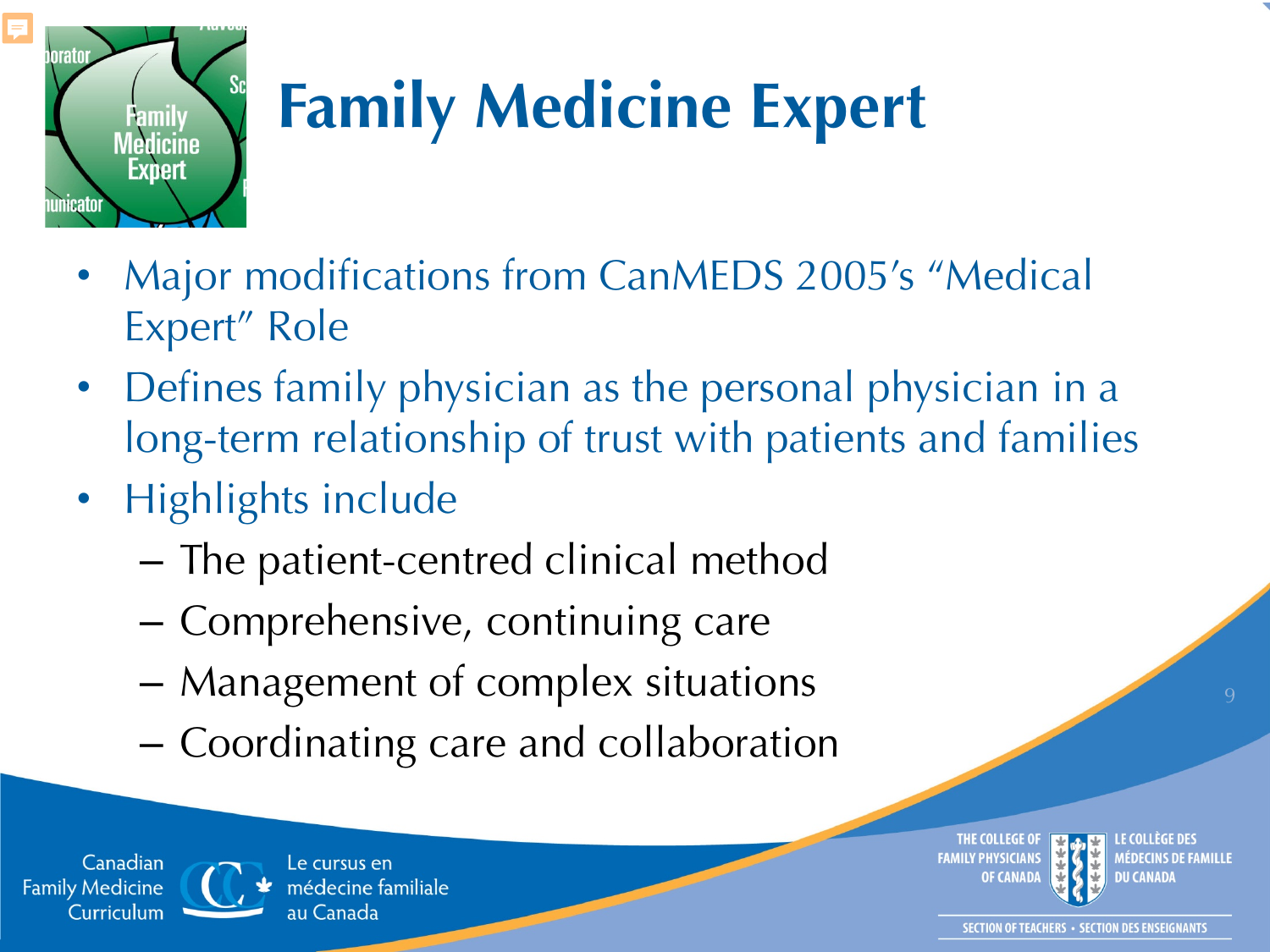# Family Medicine Expert

- Major modifications from CanMEDS 2005's "Medical Expert" Role
- Defines family physician as the personal physician in a long-term relationship of trust with patients and families
- Highlights include
  - The patient-centred clinical method
  - Comprehensive, continuing care
  - Management of complex situations
  - Coordinating care and collaboration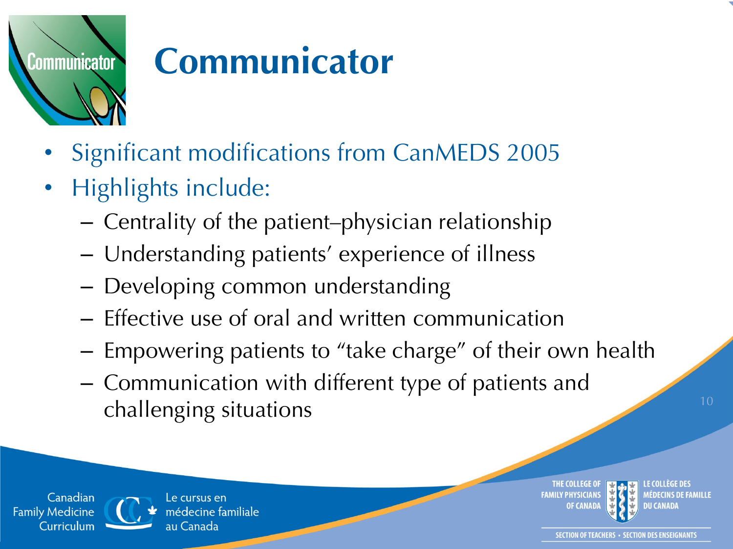# Communicator

- Significant modifications from CanMEDS 2005
- Highlights include:
  - Centrality of the patient–physician relationship
  - Understanding patients' experience of illness
  - Developing common understanding
  - Effective use of oral and written communication
  - Empowering patients to "take charge" of their own health
  - Communication with different type of patients and challenging situations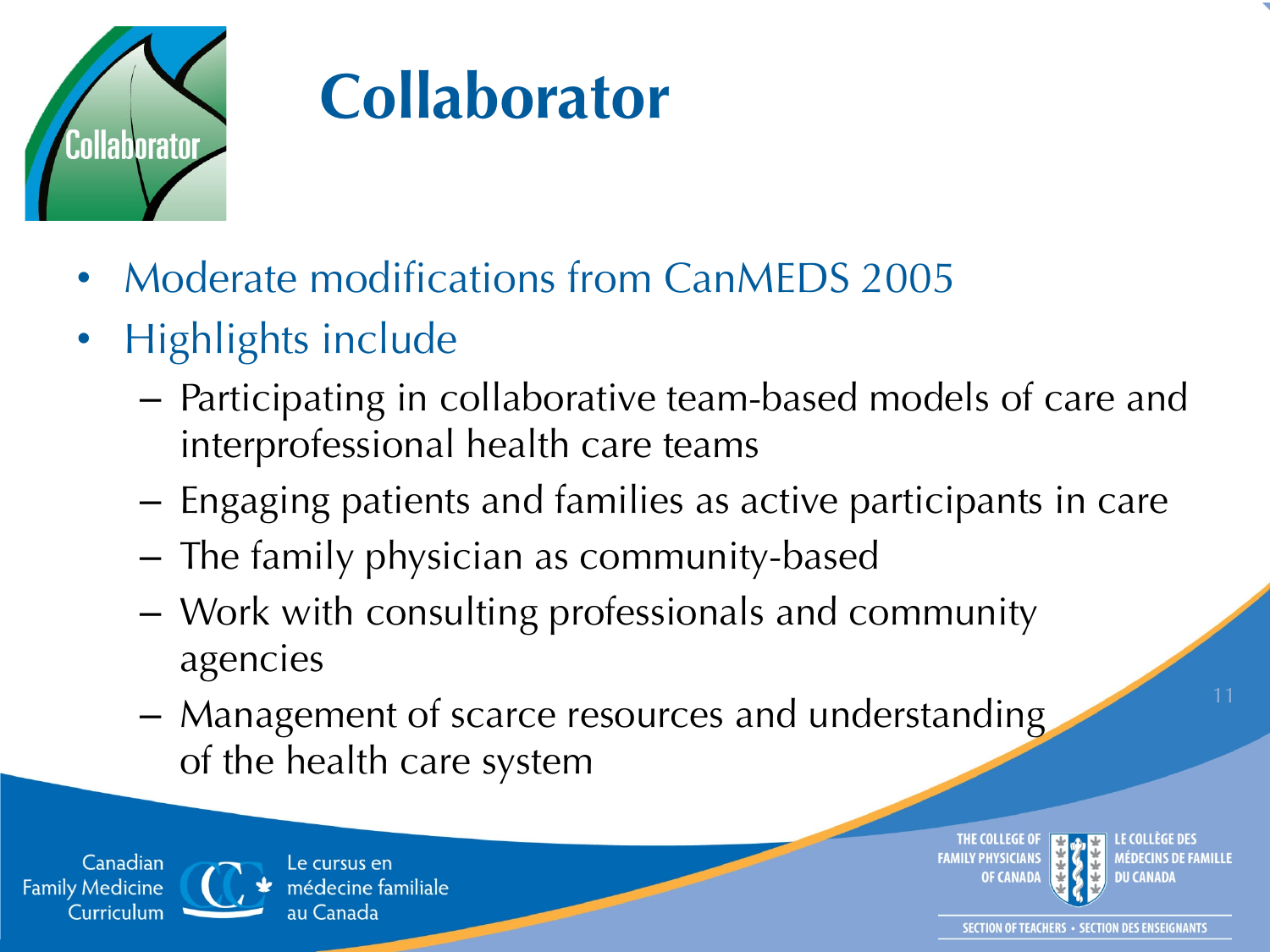# Collaborator

- Moderate modifications from CanMEDS 2005
- Highlights include
  - Participating in collaborative team-based models of care and interprofessional health care teams
  - Engaging patients and families as active participants in care
  - The family physician as community-based
  - Work with consulting professionals and community agencies
  - Management of scarce resources and understanding of the health care system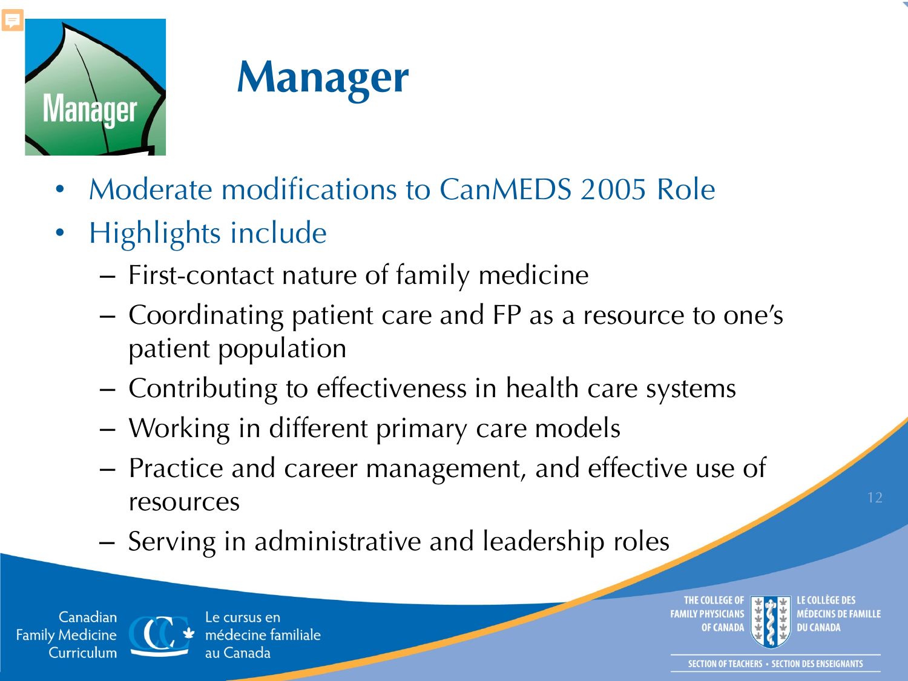# Manager

- Moderate modifications to CanMEDS 2005 Role
- Highlights include
  - First-contact nature of family medicine
  - Coordinating patient care and FP as a resource to one's patient population
  - Contributing to effectiveness in health care systems
  - Working in different primary care models
  - Practice and career management, and effective use of resources
  - Serving in administrative and leadership roles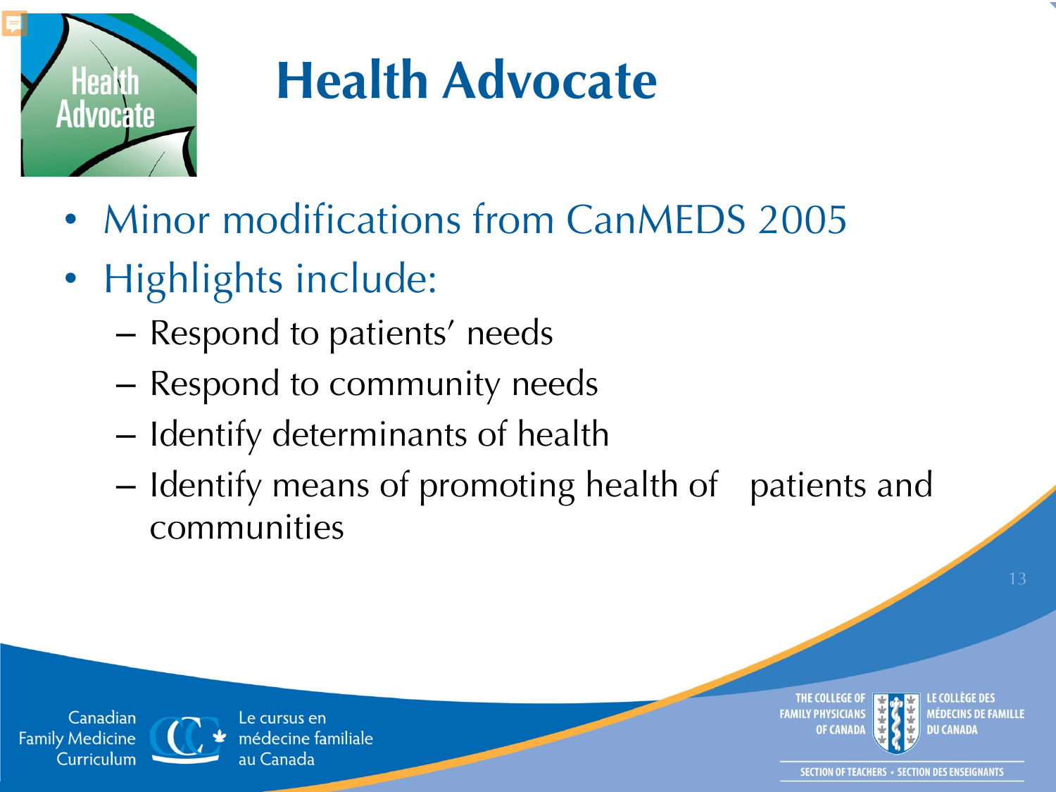# Health Advocate

- Minor modifications from CanMEDS 2005
- Highlights include:
  - Respond to patients' needs
  - Respond to community needs
  - Identify determinants of health
  - Identify means of promoting health of patients and communities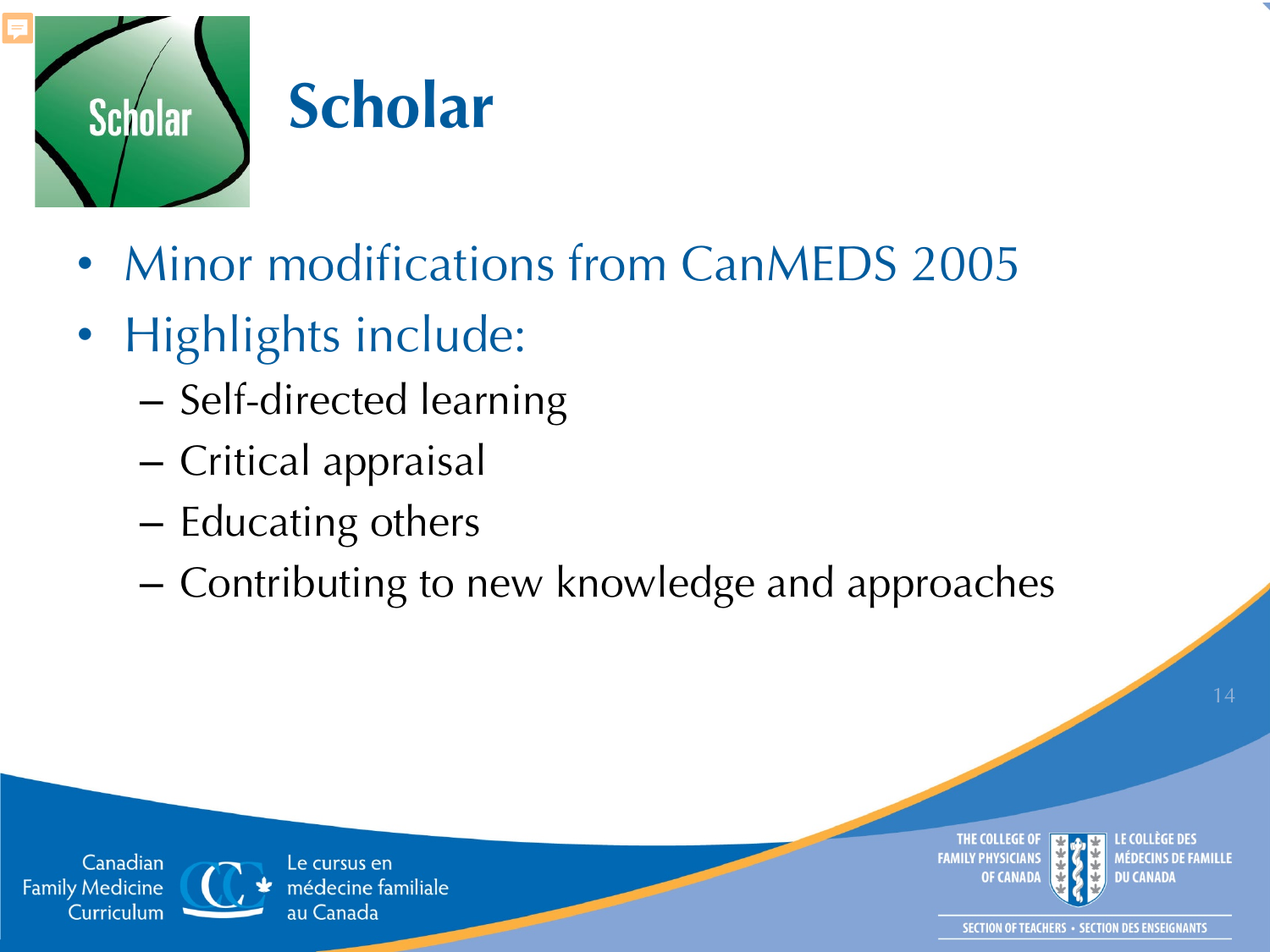# Scholar

- Minor modifications from CanMEDS 2005
- Highlights include:
  - Self-directed learning
  - Critical appraisal
  - Educating others
  - Contributing to new knowledge and approaches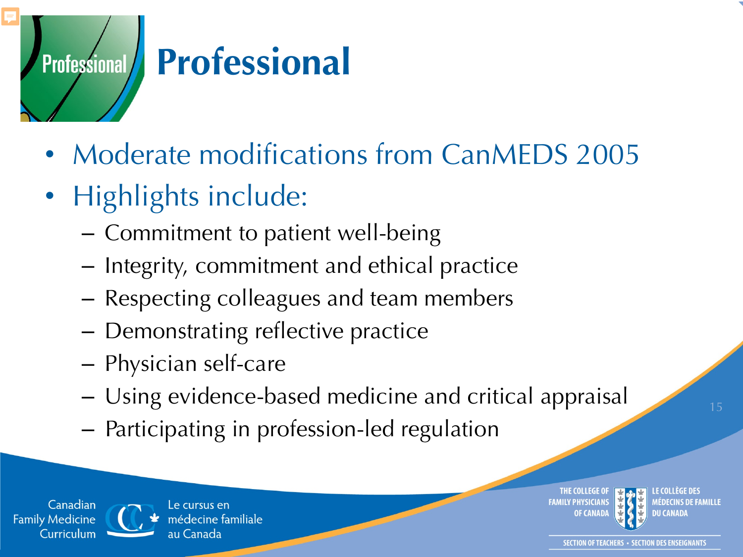# Professional

- Moderate modifications from CanMEDS 2005
- Highlights include:
  - Commitment to patient well-being
  - Integrity, commitment and ethical practice
  - Respecting colleagues and team members
  - Demonstrating reflective practice
  - Physician self-care
  - Using evidence-based medicine and critical appraisal
  - Participating in profession-led regulation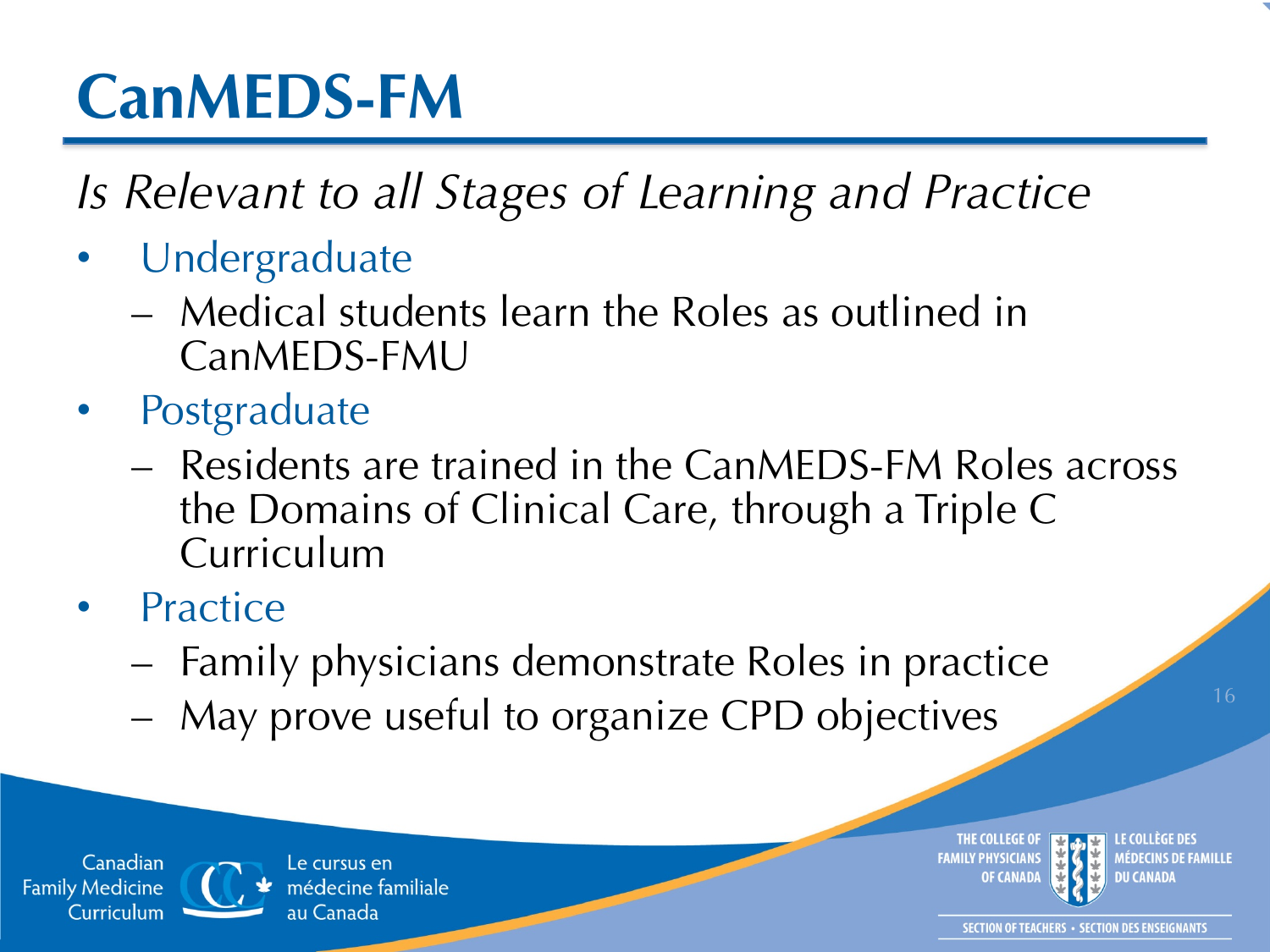# CanMEDS-FM

*Is Relevant to all Stages of Learning and Practice*

- Undergraduate
  - Medical students learn the Roles as outlined in CanMEDS-FMU
- Postgraduate
  - Residents are trained in the CanMEDS-FM Roles across the Domains of Clinical Care, through a Triple C Curriculum
- Practice
  - Family physicians demonstrate Roles in practice
  - May prove useful to organize CPD objectives

Canadian Family Medicine Curriculum

Le cursus en médecine familiale au Canada

THE COLLEGE OF FAMILY PHYSICIANS OF CANADA

LE COLLÈGE DES MÉDECINS DE FAMILLE DU CANADA

SECTION OF TEACHERS • SECTION DES ENSEIGNANTS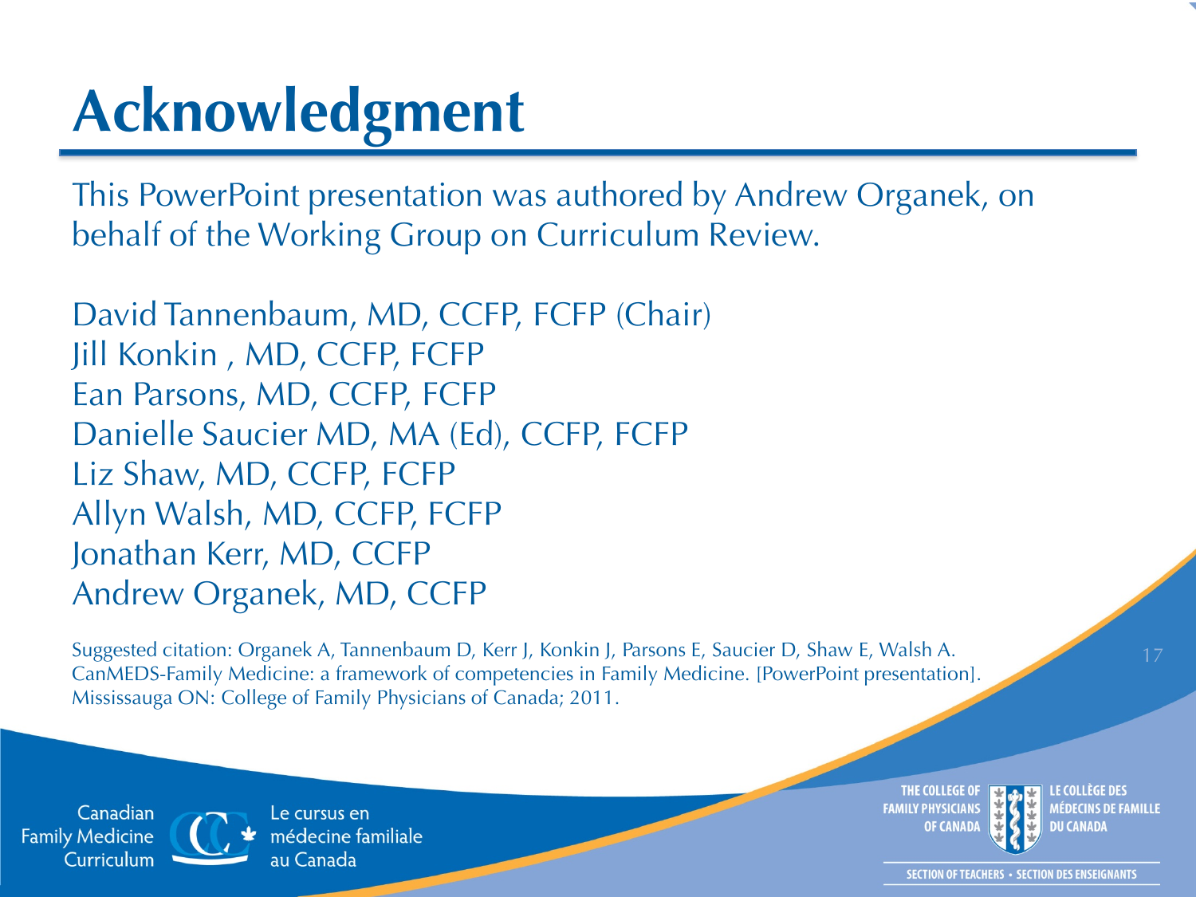# Acknowledgment

This PowerPoint presentation was authored by Andrew Organek, on behalf of the Working Group on Curriculum Review.

David Tannenbaum, MD, CCFP, FCFP (Chair)
Jill Konkin , MD, CCFP, FCFP
Ean Parsons, MD, CCFP, FCFP
Danielle Saucier MD, MA (Ed), CCFP, FCFP
Liz Shaw, MD, CCFP, FCFP
Allyn Walsh, MD, CCFP, FCFP
Jonathan Kerr, MD, CCFP
Andrew Organek, MD, CCFP

Suggested citation: Organek A, Tannenbaum D, Kerr J, Konkin J, Parsons E, Saucier D, Shaw E, Walsh A. CanMEDS-Family Medicine: a framework of competencies in Family Medicine. [PowerPoint presentation]. Mississauga ON: College of Family Physicians of Canada; 2011.

Canadian Family Medicine Curriculum — Le cursus en médecine familiale au Canada

The College of Family Physicians of Canada — Le Collège des Médecins de Famille du Canada

Section of Teachers • Section des Enseignants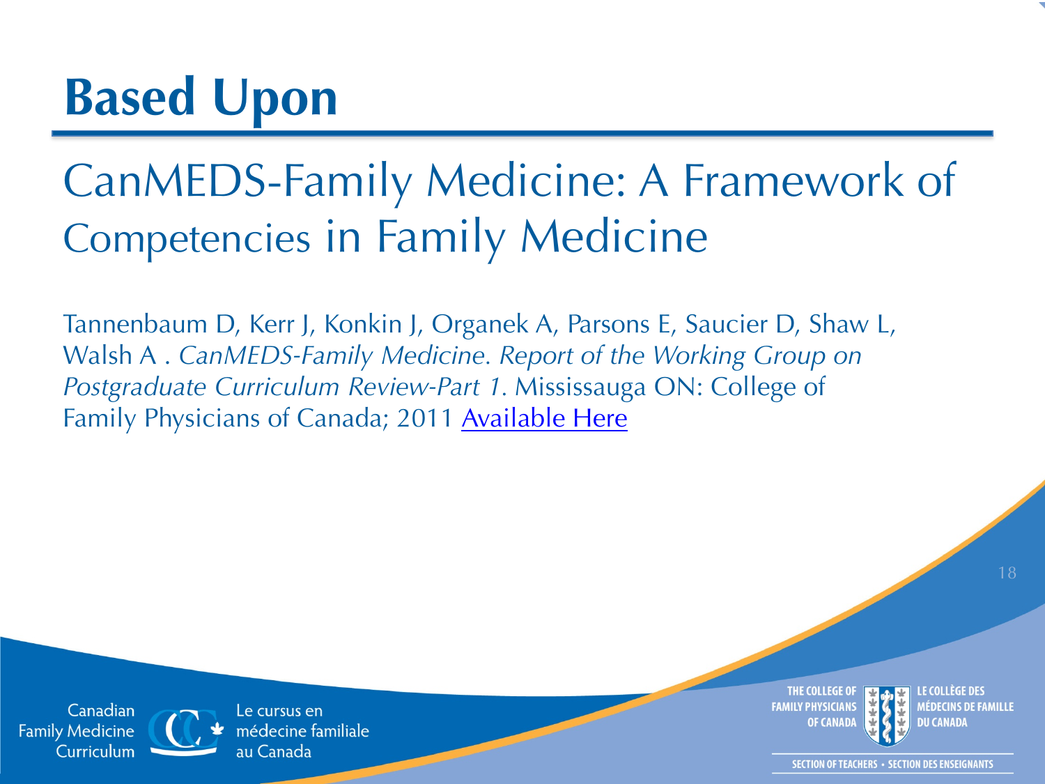# Based Upon

## CanMEDS-Family Medicine: A Framework of Competencies in Family Medicine

Tannenbaum D, Kerr J, Konkin J, Organek A, Parsons E, Saucier D, Shaw L, Walsh A . *CanMEDS-Family Medicine. Report of the Working Group on Postgraduate Curriculum Review-Part 1*. Mississauga ON: College of Family Physicians of Canada; 2011 Available Here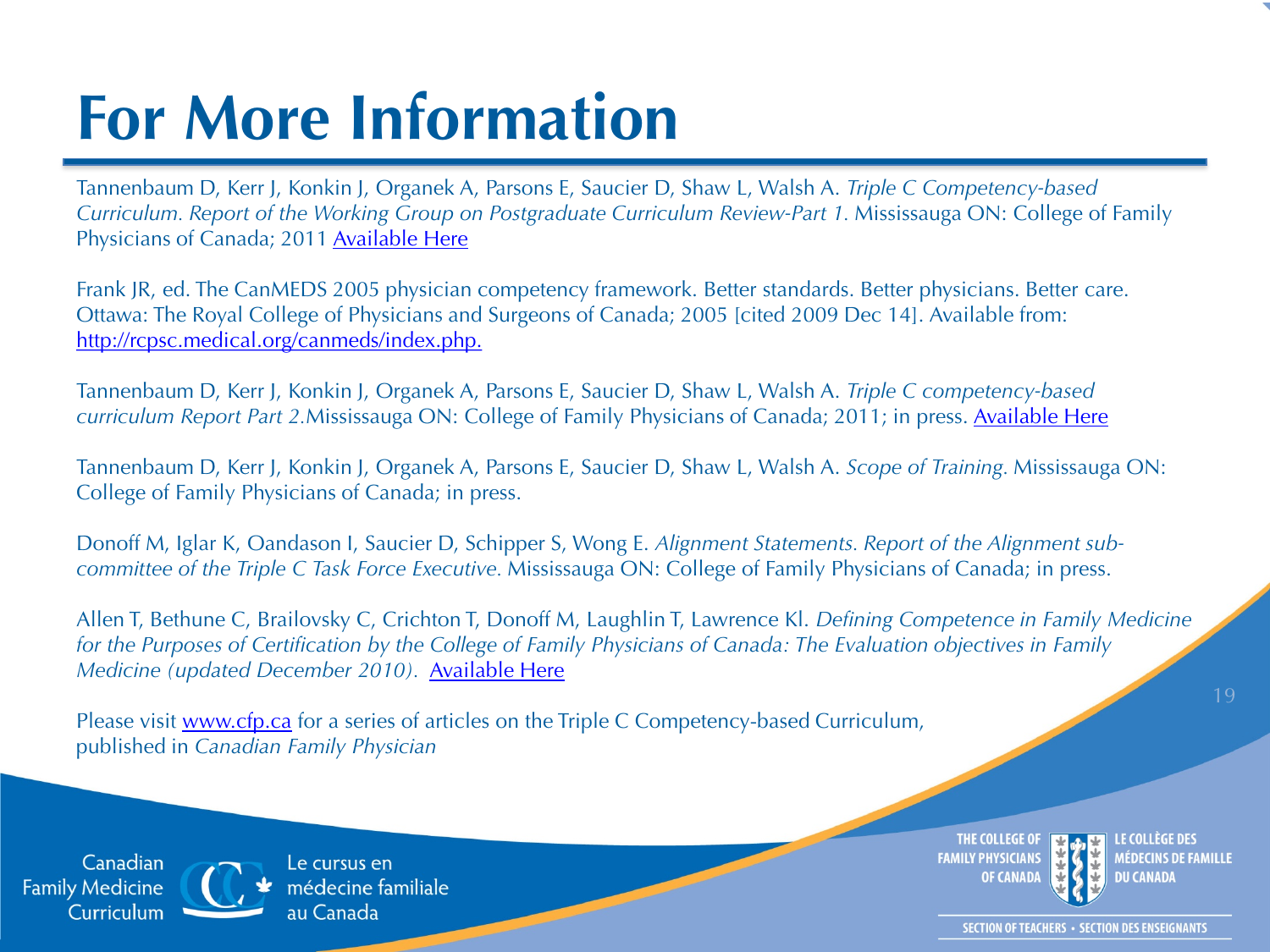# For More Information

Tannenbaum D, Kerr J, Konkin J, Organek A, Parsons E, Saucier D, Shaw L, Walsh A. *Triple C Competency-based Curriculum. Report of the Working Group on Postgraduate Curriculum Review-Part 1.* Mississauga ON: College of Family Physicians of Canada; 2011 Available Here

Frank JR, ed. The CanMEDS 2005 physician competency framework. Better standards. Better physicians. Better care. Ottawa: The Royal College of Physicians and Surgeons of Canada; 2005 [cited 2009 Dec 14]. Available from: http://rcpsc.medical.org/canmeds/index.php.

Tannenbaum D, Kerr J, Konkin J, Organek A, Parsons E, Saucier D, Shaw L, Walsh A. *Triple C competency-based curriculum Report Part 2.*Mississauga ON: College of Family Physicians of Canada; 2011; in press. Available Here

Tannenbaum D, Kerr J, Konkin J, Organek A, Parsons E, Saucier D, Shaw L, Walsh A. *Scope of Training.* Mississauga ON: College of Family Physicians of Canada; in press.

Donoff M, Iglar K, Oandason I, Saucier D, Schipper S, Wong E. *Alignment Statements. Report of the Alignment sub-committee of the Triple C Task Force Executive.* Mississauga ON: College of Family Physicians of Canada; in press.

Allen T, Bethune C, Brailovsky C, Crichton T, Donoff M, Laughlin T, Lawrence Kl. *Defining Competence in Family Medicine for the Purposes of Certification by the College of Family Physicians of Canada: The Evaluation objectives in Family Medicine (updated December 2010).* Available Here

Please visit www.cfp.ca for a series of articles on the Triple C Competency-based Curriculum, published in *Canadian Family Physician*

Canadian Family Medicine Curriculum

Le cursus en médecine familiale au Canada

THE COLLEGE OF FAMILY PHYSICIANS OF CANADA

LE COLLÈGE DES MÉDECINS DE FAMILLE DU CANADA

SECTION OF TEACHERS • SECTION DES ENSEIGNANTS